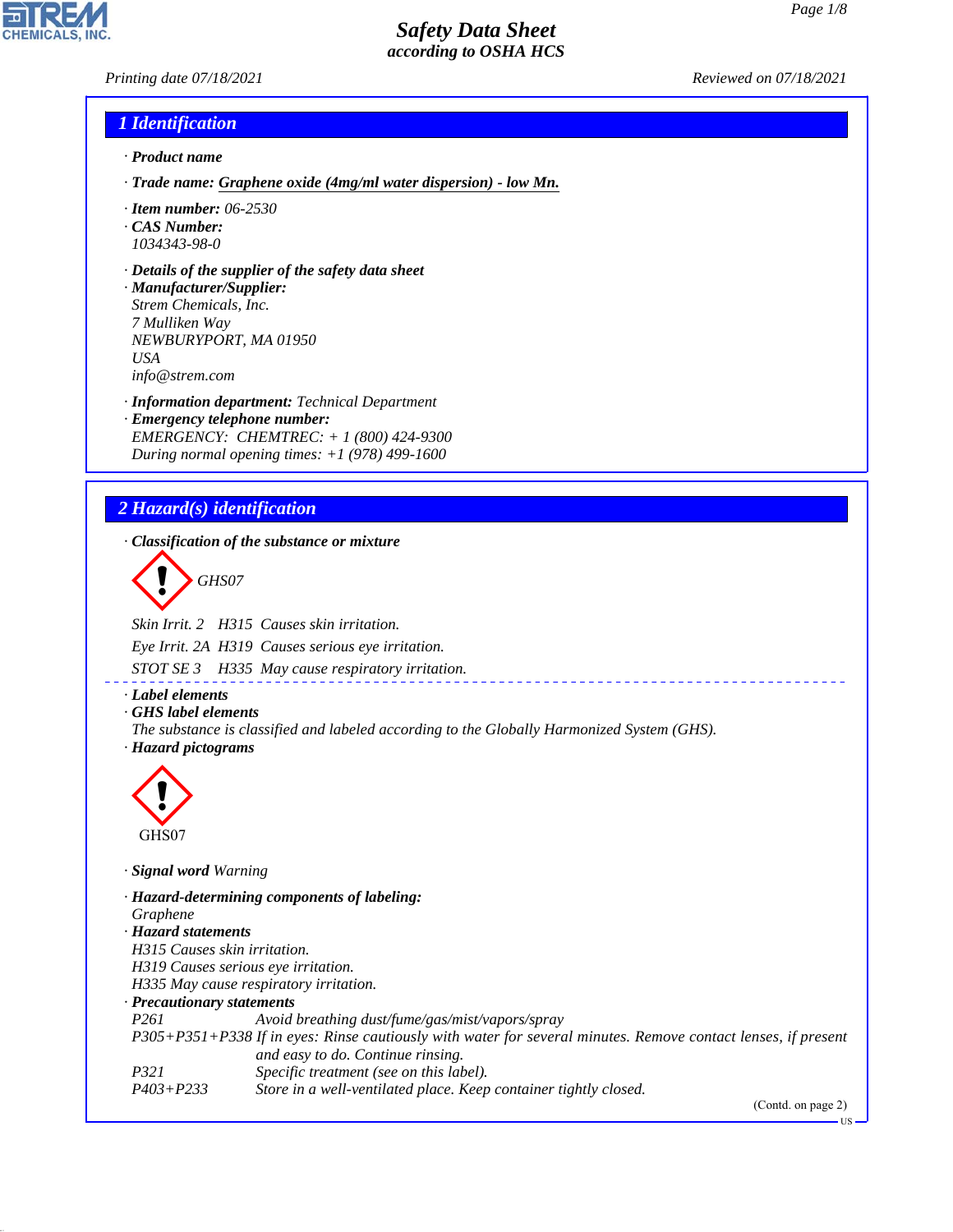# Safety Data Sheet
*according to OSHA HCS*

*Printing date 07/18/2021* *Reviewed on 07/18/2021*

## 1 Identification

· **Product name**

· **Trade name:** Graphene oxide (4mg/ml water dispersion) - low Mn.

· **Item number:** 06-2530

· **CAS Number:**
1034343-98-0

· **Details of the supplier of the safety data sheet**

· **Manufacturer/Supplier:**
Strem Chemicals, Inc.
7 Mulliken Way
NEWBURYPORT, MA 01950
USA
info@strem.com

· **Information department:** Technical Department

· **Emergency telephone number:**
EMERGENCY: CHEMTREC: + 1 (800) 424-9300
During normal opening times: +1 (978) 499-1600

## 2 Hazard(s) identification

· **Classification of the substance or mixture**

GHS07

Skin Irrit. 2 H315 Causes skin irritation.

Eye Irrit. 2A H319 Causes serious eye irritation.

STOT SE 3 H335 May cause respiratory irritation.

· **Label elements**

· **GHS label elements**
The substance is classified and labeled according to the Globally Harmonized System (GHS).

· **Hazard pictograms**

GHS07

· **Signal word** Warning

· **Hazard-determining components of labeling:**
Graphene

· **Hazard statements**
H315 Causes skin irritation.
H319 Causes serious eye irritation.
H335 May cause respiratory irritation.

· **Precautionary statements**

| | |
|---|---|
| P261 | Avoid breathing dust/fume/gas/mist/vapors/spray |
| P305+P351+P338 | If in eyes: Rinse cautiously with water for several minutes. Remove contact lenses, if present and easy to do. Continue rinsing. |
| P321 | Specific treatment (see on this label). |
| P403+P233 | Store in a well-ventilated place. Keep container tightly closed. |

(Contd. on page 2)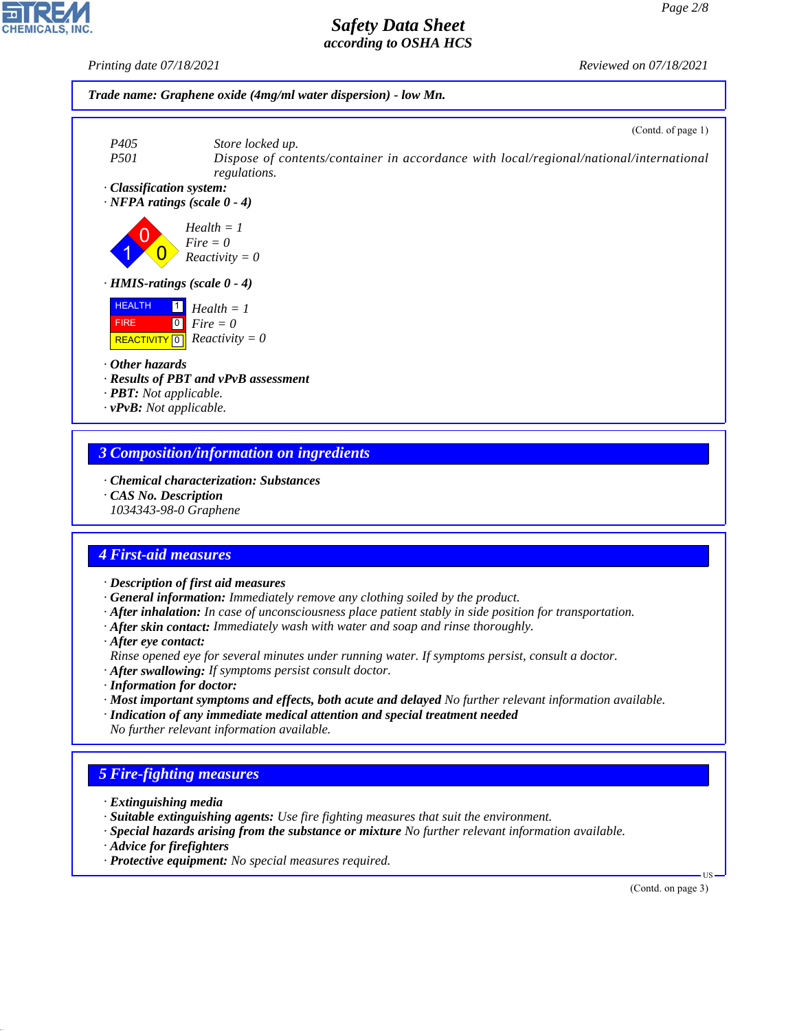**Trade name: Graphene oxide (4mg/ml water dispersion) - low Mn.**

(Contd. of page 1)

P405 Store locked up.
P501 Dispose of contents/container in accordance with local/regional/national/international regulations.

· **Classification system:**
· **NFPA ratings (scale 0 - 4)**

Health = 1
Fire = 0
Reactivity = 0

· **HMIS-ratings (scale 0 - 4)**

| | | |
|---|---|---|
| HEALTH | 1 | Health = 1 |
| FIRE | 0 | Fire = 0 |
| REACTIVITY | 0 | Reactivity = 0 |

· **Other hazards**
· **Results of PBT and vPvB assessment**
· **PBT:** Not applicable.
· **vPvB:** Not applicable.

## 3 Composition/information on ingredients

· **Chemical characterization: Substances**
· **CAS No. Description**
1034343-98-0 Graphene

## 4 First-aid measures

· **Description of first aid measures**
· **General information:** Immediately remove any clothing soiled by the product.
· **After inhalation:** In case of unconsciousness place patient stably in side position for transportation.
· **After skin contact:** Immediately wash with water and soap and rinse thoroughly.
· **After eye contact:**
Rinse opened eye for several minutes under running water. If symptoms persist, consult a doctor.
· **After swallowing:** If symptoms persist consult doctor.
· **Information for doctor:**
· **Most important symptoms and effects, both acute and delayed** No further relevant information available.
· **Indication of any immediate medical attention and special treatment needed**
No further relevant information available.

## 5 Fire-fighting measures

· **Extinguishing media**
· **Suitable extinguishing agents:** Use fire fighting measures that suit the environment.
· **Special hazards arising from the substance or mixture** No further relevant information available.
· **Advice for firefighters**
· **Protective equipment:** No special measures required.

(Contd. on page 3)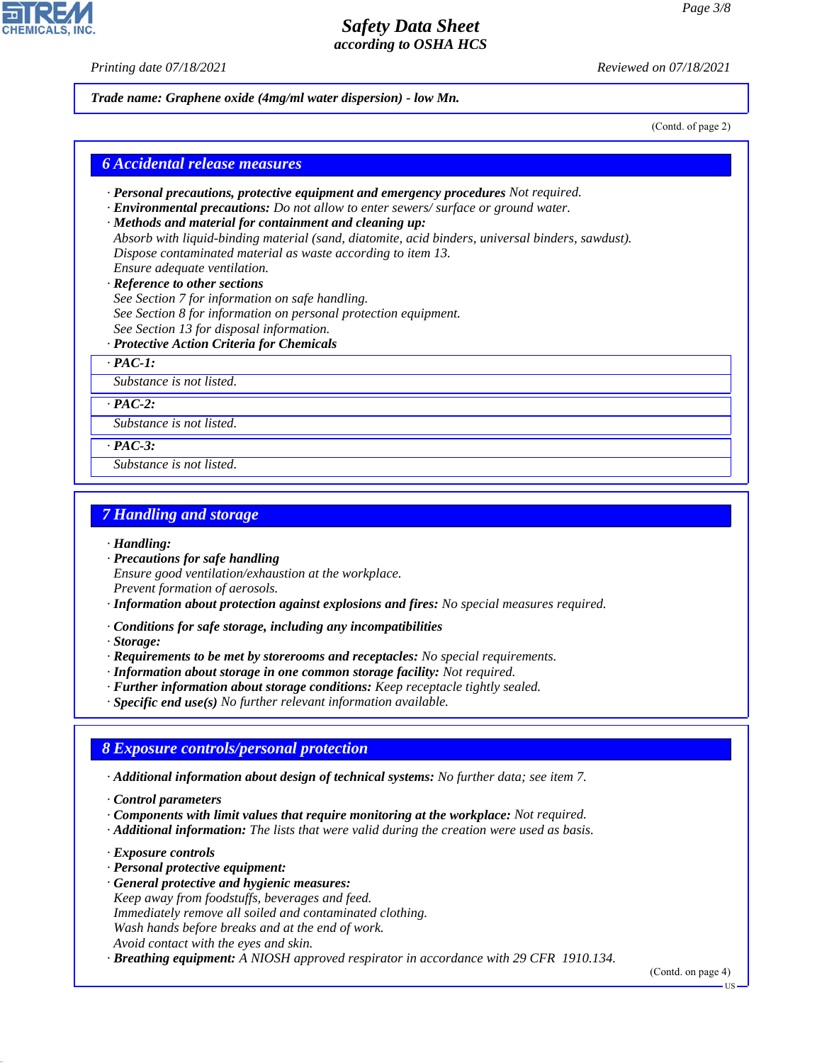**Trade name: Graphene oxide (4mg/ml water dispersion) - low Mn.**

(Contd. of page 2)

## 6 Accidental release measures

· **Personal precautions, protective equipment and emergency procedures** Not required.
· **Environmental precautions:** Do not allow to enter sewers/ surface or ground water.
· **Methods and material for containment and cleaning up:**
Absorb with liquid-binding material (sand, diatomite, acid binders, universal binders, sawdust).
Dispose contaminated material as waste according to item 13.
Ensure adequate ventilation.
· **Reference to other sections**
See Section 7 for information on safe handling.
See Section 8 for information on personal protection equipment.
See Section 13 for disposal information.
· **Protective Action Criteria for Chemicals**

· **PAC-1:**
Substance is not listed.

· **PAC-2:**
Substance is not listed.

· **PAC-3:**
Substance is not listed.

## 7 Handling and storage

· **Handling:**
· **Precautions for safe handling**
Ensure good ventilation/exhaustion at the workplace.
Prevent formation of aerosols.
· **Information about protection against explosions and fires:** No special measures required.

· **Conditions for safe storage, including any incompatibilities**
· **Storage:**
· **Requirements to be met by storerooms and receptacles:** No special requirements.
· **Information about storage in one common storage facility:** Not required.
· **Further information about storage conditions:** Keep receptacle tightly sealed.
· **Specific end use(s)** No further relevant information available.

## 8 Exposure controls/personal protection

· **Additional information about design of technical systems:** No further data; see item 7.

· **Control parameters**
· **Components with limit values that require monitoring at the workplace:** Not required.
· **Additional information:** The lists that were valid during the creation were used as basis.

· **Exposure controls**
· **Personal protective equipment:**
· **General protective and hygienic measures:**
Keep away from foodstuffs, beverages and feed.
Immediately remove all soiled and contaminated clothing.
Wash hands before breaks and at the end of work.
Avoid contact with the eyes and skin.
· **Breathing equipment:** A NIOSH approved respirator in accordance with 29 CFR 1910.134.

(Contd. on page 4)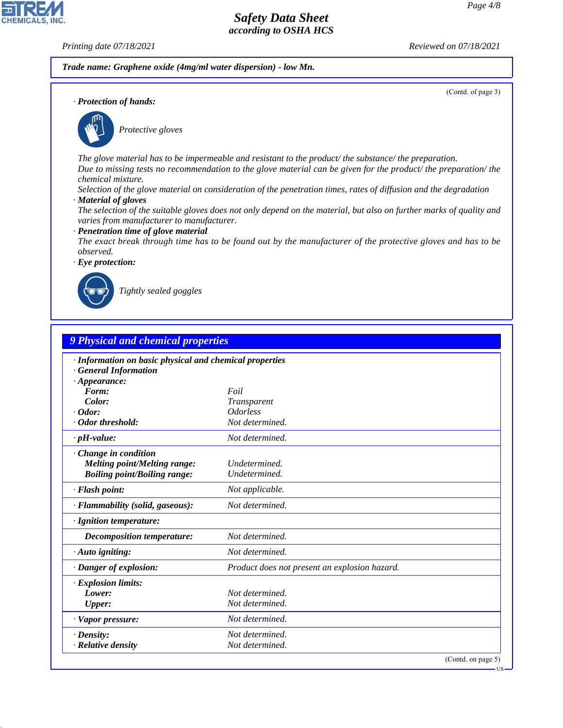**Trade name: Graphene oxide (4mg/ml water dispersion) - low Mn.**

(Contd. of page 3)

· **Protection of hands:**

Protective gloves

The glove material has to be impermeable and resistant to the product/ the substance/ the preparation.
Due to missing tests no recommendation to the glove material can be given for the product/ the preparation/ the chemical mixture.
Selection of the glove material on consideration of the penetration times, rates of diffusion and the degradation

· **Material of gloves**

The selection of the suitable gloves does not only depend on the material, but also on further marks of quality and varies from manufacturer to manufacturer.

· **Penetration time of glove material**

The exact break through time has to be found out by the manufacturer of the protective gloves and has to be observed.

· **Eye protection:**

Tightly sealed goggles

## 9 Physical and chemical properties

· **Information on basic physical and chemical properties**
· **General Information**
· **Appearance:**

| | |
|---|---|
| **Form:** | Foil |
| **Color:** | Transparent |
| · **Odor:** | Odorless |
| · **Odor threshold:** | Not determined. |
| · **pH-value:** | Not determined. |
| · **Change in condition** | |
| **Melting point/Melting range:** | Undetermined. |
| **Boiling point/Boiling range:** | Undetermined. |
| · **Flash point:** | Not applicable. |
| · **Flammability (solid, gaseous):** | Not determined. |
| · **Ignition temperature:** | |
| **Decomposition temperature:** | Not determined. |
| · **Auto igniting:** | Not determined. |
| · **Danger of explosion:** | Product does not present an explosion hazard. |
| · **Explosion limits:** | |
| **Lower:** | Not determined. |
| **Upper:** | Not determined. |
| · **Vapor pressure:** | Not determined. |
| · **Density:** | Not determined. |
| · **Relative density** | Not determined. |

(Contd. on page 5)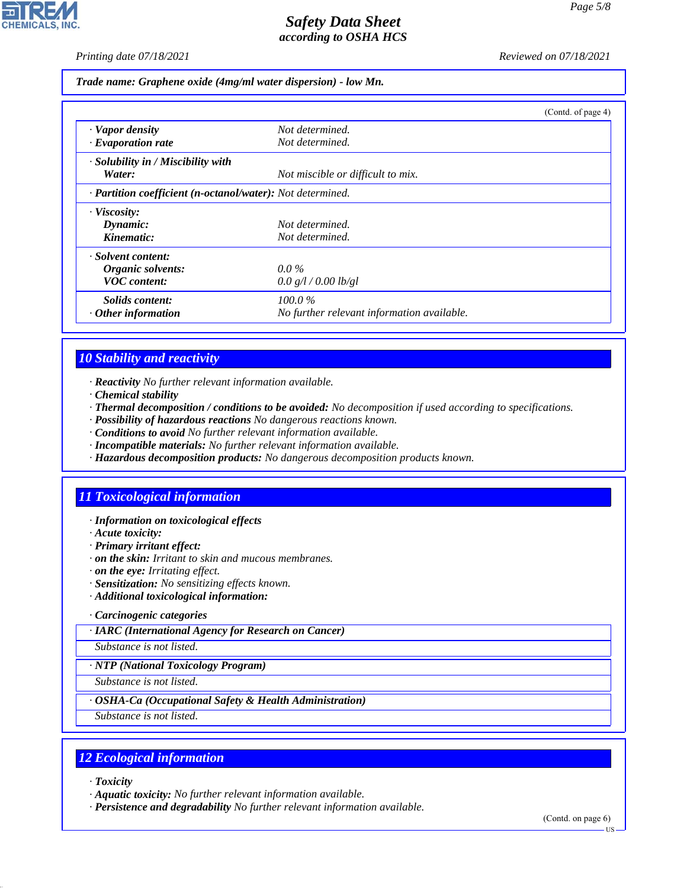**Trade name: Graphene oxide (4mg/ml water dispersion) - low Mn.**

(Contd. of page 4)

| | |
|---|---|
| · **Vapor density** | Not determined. |
| · **Evaporation rate** | Not determined. |
| · **Solubility in / Miscibility with** | |
| **Water:** | Not miscible or difficult to mix. |
| · **Partition coefficient (n-octanol/water):** | Not determined. |
| · **Viscosity:** | |
| **Dynamic:** | Not determined. |
| **Kinematic:** | Not determined. |
| · **Solvent content:** | |
| **Organic solvents:** | 0.0 % |
| **VOC content:** | 0.0 g/l / 0.00 lb/gl |
| **Solids content:** | 100.0 % |
| · **Other information** | No further relevant information available. |

## 10 Stability and reactivity

- · **Reactivity** No further relevant information available.
- · **Chemical stability**
- · **Thermal decomposition / conditions to be avoided:** No decomposition if used according to specifications.
- · **Possibility of hazardous reactions** No dangerous reactions known.
- · **Conditions to avoid** No further relevant information available.
- · **Incompatible materials:** No further relevant information available.
- · **Hazardous decomposition products:** No dangerous decomposition products known.

## 11 Toxicological information

- · **Information on toxicological effects**
- · **Acute toxicity:**
- · **Primary irritant effect:**
- · **on the skin:** Irritant to skin and mucous membranes.
- · **on the eye:** Irritating effect.
- · **Sensitization:** No sensitizing effects known.
- · **Additional toxicological information:**

· **Carcinogenic categories**

| · **IARC (International Agency for Research on Cancer)** |
|---|
| Substance is not listed. |

| · **NTP (National Toxicology Program)** |
|---|
| Substance is not listed. |

| · **OSHA-Ca (Occupational Safety & Health Administration)** |
|---|
| Substance is not listed. |

## 12 Ecological information

- · **Toxicity**
- · **Aquatic toxicity:** No further relevant information available.
- · **Persistence and degradability** No further relevant information available.

(Contd. on page 6)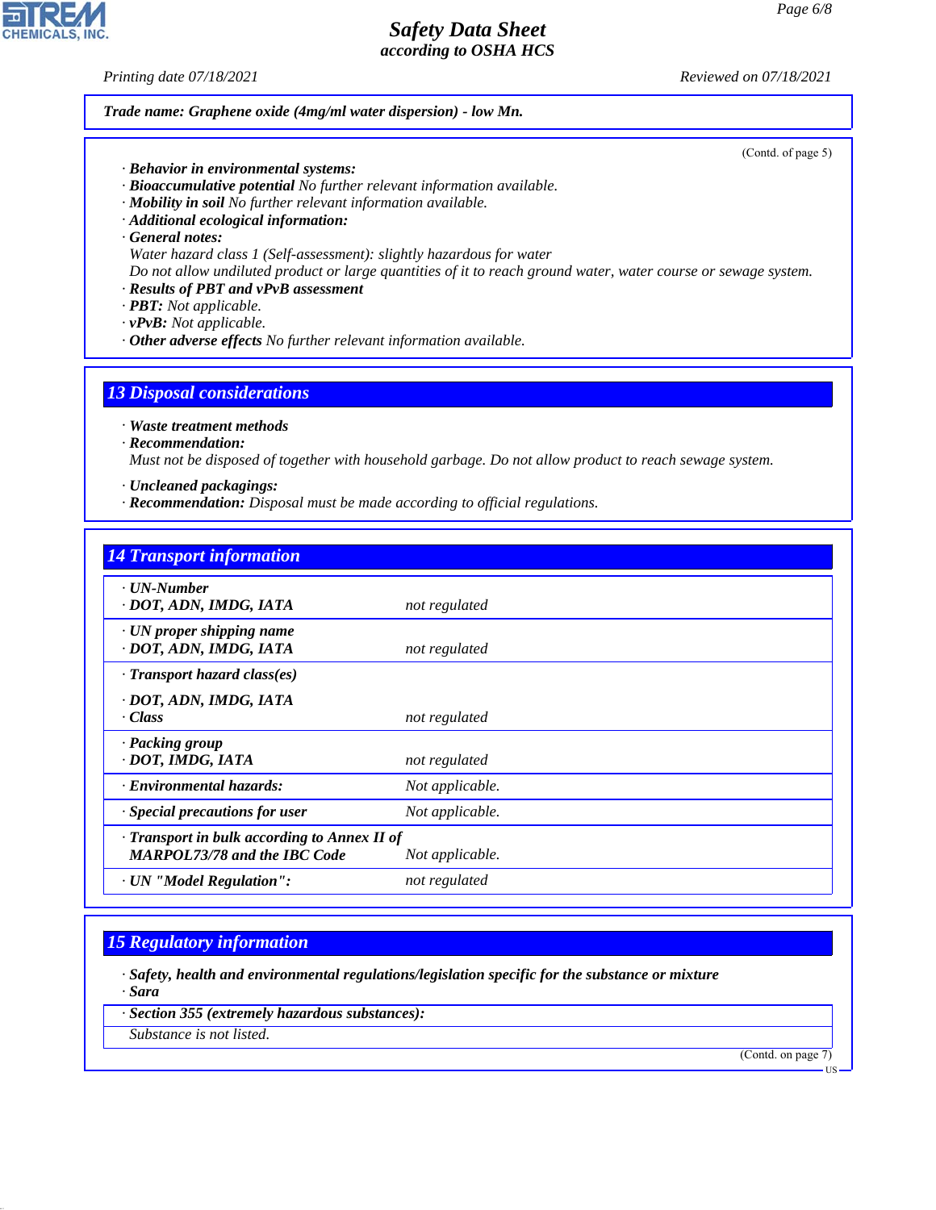**Trade name: Graphene oxide (4mg/ml water dispersion) - low Mn.**

(Contd. of page 5)

· **Behavior in environmental systems:**
· **Bioaccumulative potential** No further relevant information available.
· **Mobility in soil** No further relevant information available.
· **Additional ecological information:**
· **General notes:**
Water hazard class 1 (Self-assessment): slightly hazardous for water
Do not allow undiluted product or large quantities of it to reach ground water, water course or sewage system.
· **Results of PBT and vPvB assessment**
· **PBT:** Not applicable.
· **vPvB:** Not applicable.
· **Other adverse effects** No further relevant information available.

## 13 Disposal considerations

· **Waste treatment methods**
· **Recommendation:**
Must not be disposed of together with household garbage. Do not allow product to reach sewage system.

· **Uncleaned packagings:**
· **Recommendation:** Disposal must be made according to official regulations.

## 14 Transport information

| | |
|---|---|
| · **UN-Number**<br>· **DOT, ADN, IMDG, IATA** | not regulated |
| · **UN proper shipping name**<br>· **DOT, ADN, IMDG, IATA** | not regulated |
| · **Transport hazard class(es)**<br>· **DOT, ADN, IMDG, IATA**<br>· **Class** | not regulated |
| · **Packing group**<br>· **DOT, IMDG, IATA** | not regulated |
| · **Environmental hazards:** | Not applicable. |
| · **Special precautions for user** | Not applicable. |
| · **Transport in bulk according to Annex II of MARPOL73/78 and the IBC Code** | Not applicable. |
| · **UN "Model Regulation":** | not regulated |

## 15 Regulatory information

· **Safety, health and environmental regulations/legislation specific for the substance or mixture**
· **Sara**

· **Section 355 (extremely hazardous substances):**
Substance is not listed.

(Contd. on page 7)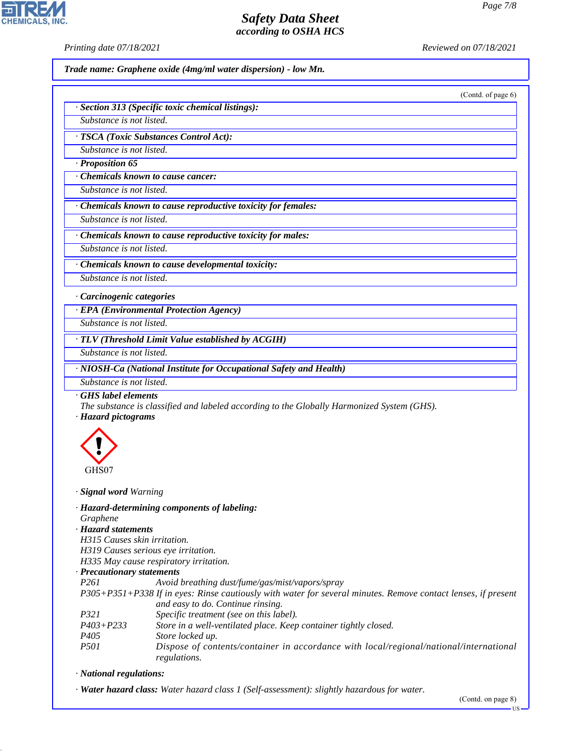**Trade name: Graphene oxide (4mg/ml water dispersion) - low Mn.**

(Contd. of page 6)

· **Section 313 (Specific toxic chemical listings):**
Substance is not listed.

· **TSCA (Toxic Substances Control Act):**
Substance is not listed.

· **Proposition 65**

· **Chemicals known to cause cancer:**
Substance is not listed.

· **Chemicals known to cause reproductive toxicity for females:**
Substance is not listed.

· **Chemicals known to cause reproductive toxicity for males:**
Substance is not listed.

· **Chemicals known to cause developmental toxicity:**
Substance is not listed.

· **Carcinogenic categories**

· **EPA (Environmental Protection Agency)**
Substance is not listed.

· **TLV (Threshold Limit Value established by ACGIH)**
Substance is not listed.

· **NIOSH-Ca (National Institute for Occupational Safety and Health)**
Substance is not listed.

· **GHS label elements**
The substance is classified and labeled according to the Globally Harmonized System (GHS).

· **Hazard pictograms**

GHS07

· **Signal word** Warning

· **Hazard-determining components of labeling:**
Graphene

· **Hazard statements**
H315 Causes skin irritation.
H319 Causes serious eye irritation.
H335 May cause respiratory irritation.

· **Precautionary statements**

| | |
|---|---|
| P261 | Avoid breathing dust/fume/gas/mist/vapors/spray |
| P305+P351+P338 | If in eyes: Rinse cautiously with water for several minutes. Remove contact lenses, if present and easy to do. Continue rinsing. |
| P321 | Specific treatment (see on this label). |
| P403+P233 | Store in a well-ventilated place. Keep container tightly closed. |
| P405 | Store locked up. |
| P501 | Dispose of contents/container in accordance with local/regional/national/international regulations. |

· **National regulations:**

· **Water hazard class:** Water hazard class 1 (Self-assessment): slightly hazardous for water.

(Contd. on page 8)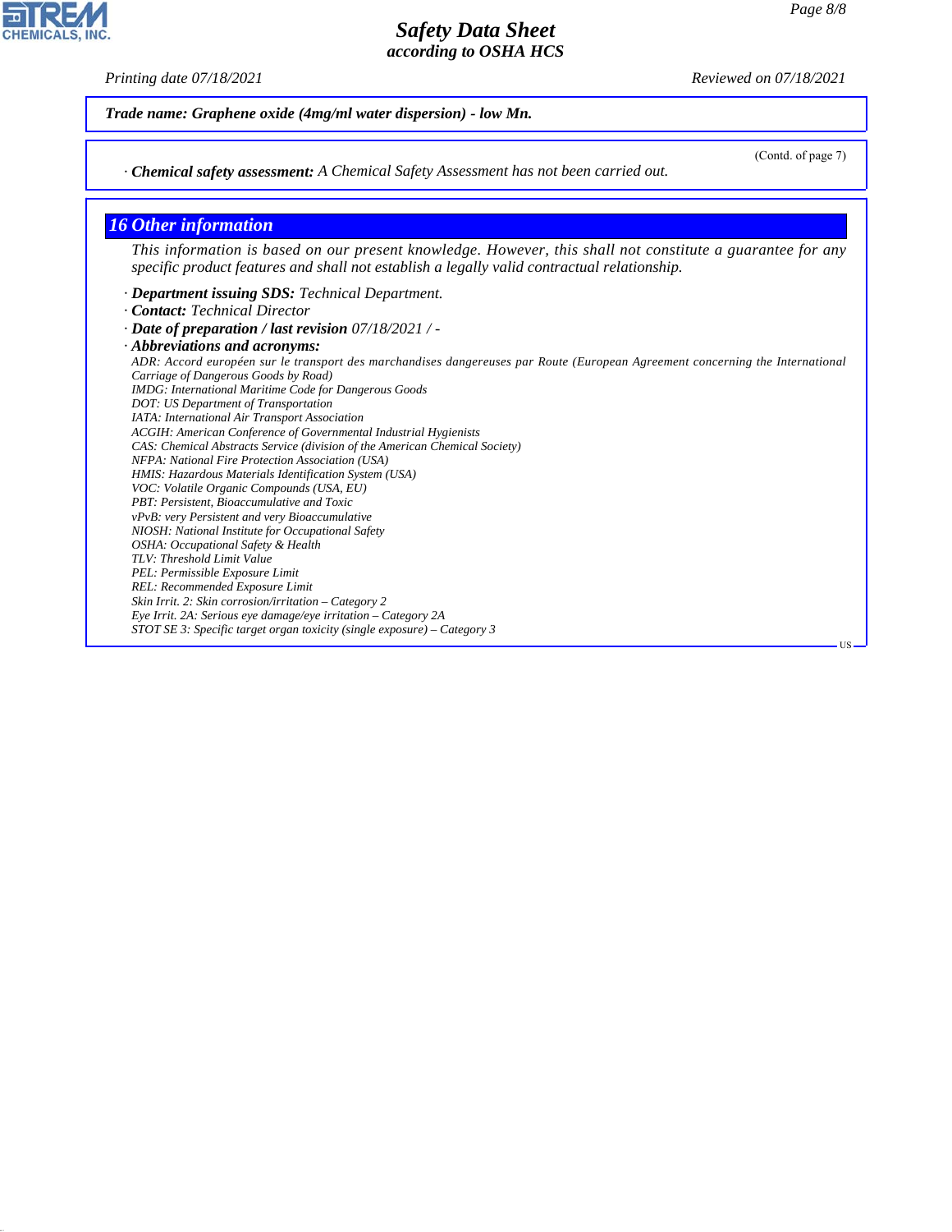**Trade name: Graphene oxide (4mg/ml water dispersion) - low Mn.**

(Contd. of page 7)

· **Chemical safety assessment:** A Chemical Safety Assessment has not been carried out.

## 16 Other information

*This information is based on our present knowledge. However, this shall not constitute a guarantee for any specific product features and shall not establish a legally valid contractual relationship.*

· **Department issuing SDS:** Technical Department.
· **Contact:** Technical Director
· **Date of preparation / last revision** 07/18/2021 / -
· **Abbreviations and acronyms:**

ADR: Accord européen sur le transport des marchandises dangereuses par Route (European Agreement concerning the International Carriage of Dangerous Goods by Road)
IMDG: International Maritime Code for Dangerous Goods
DOT: US Department of Transportation
IATA: International Air Transport Association
ACGIH: American Conference of Governmental Industrial Hygienists
CAS: Chemical Abstracts Service (division of the American Chemical Society)
NFPA: National Fire Protection Association (USA)
HMIS: Hazardous Materials Identification System (USA)
VOC: Volatile Organic Compounds (USA, EU)
PBT: Persistent, Bioaccumulative and Toxic
vPvB: very Persistent and very Bioaccumulative
NIOSH: National Institute for Occupational Safety
OSHA: Occupational Safety & Health
TLV: Threshold Limit Value
PEL: Permissible Exposure Limit
REL: Recommended Exposure Limit
Skin Irrit. 2: Skin corrosion/irritation – Category 2
Eye Irrit. 2A: Serious eye damage/eye irritation – Category 2A
STOT SE 3: Specific target organ toxicity (single exposure) – Category 3